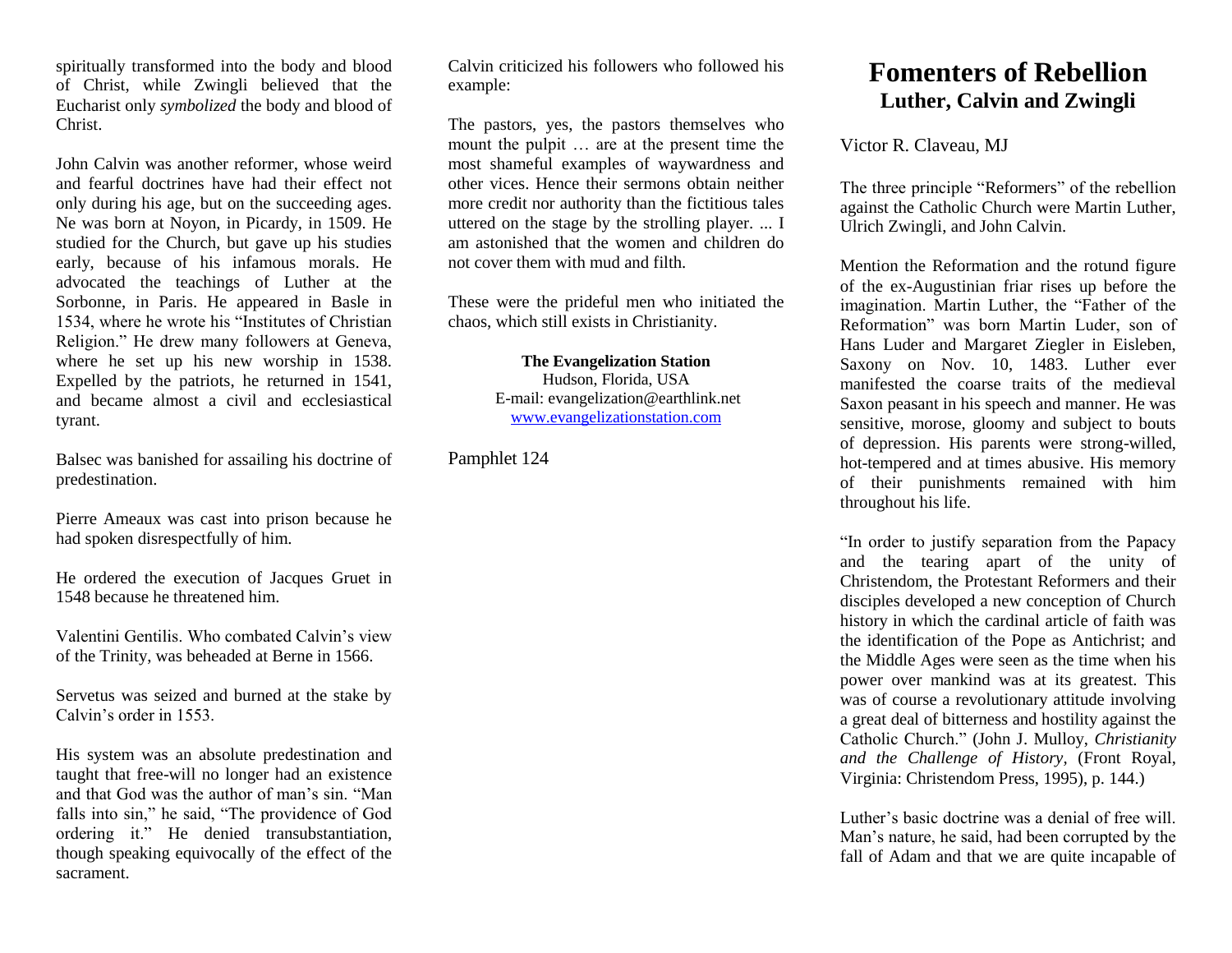spiritually transformed into the body and blood of Christ, while Zwingli believed that the Eucharist only *symbolized* the body and blood of Christ.

John Calvin was another reformer, whose weird and fearful doctrines have had their effect not only during his age, but on the succeeding ages. Ne was born at Noyon, in Picardy, in 1509. He studied for the Church, but gave up his studies early, because of his infamous morals. He advocated the teachings of Luther at the Sorbonne, in Paris. He appeared in Basle in 1534, where he wrote his "Institutes of Christian Religion." He drew many followers at Geneva, where he set up his new worship in 1538. Expelled by the patriots, he returned in 1541, and became almost a civil and ecclesiastical tyrant.

Balsec was banished for assailing his doctrine of predestination.

Pierre Ameaux was cast into prison because he had spoken disrespectfully of him.

He ordered the execution of Jacques Gruet in 1548 because he threatened him.

Valentini Gentilis. Who combated Calvin's view of the Trinity, was beheaded at Berne in 1566.

Servetus was seized and burned at the stake by Calvin's order in 1553.

His system was an absolute predestination and taught that free-will no longer had an existence and that God was the author of man's sin. "Man falls into sin," he said, "The providence of God ordering it." He denied transubstantiation, though speaking equivocally of the effect of the sacrament.

Calvin criticized his followers who followed his example:

The pastors, yes, the pastors themselves who mount the pulpit … are at the present time the most shameful examples of waywardness and other vices. Hence their sermons obtain neither more credit nor authority than the fictitious tales uttered on the stage by the strolling player. ... I am astonished that the women and children do not cover them with mud and filth.

These were the prideful men who initiated the chaos, which still exists in Christianity.

**The Evangelization Station**
Hudson, Florida, USA
E-mail: evangelization@earthlink.net
www.evangelizationstation.com

Pamphlet 124

# Fomenters of Rebellion
## Luther, Calvin and Zwingli

Victor R. Claveau, MJ

The three principle "Reformers" of the rebellion against the Catholic Church were Martin Luther, Ulrich Zwingli, and John Calvin.

Mention the Reformation and the rotund figure of the ex-Augustinian friar rises up before the imagination. Martin Luther, the "Father of the Reformation" was born Martin Luder, son of Hans Luder and Margaret Ziegler in Eisleben, Saxony on Nov. 10, 1483. Luther ever manifested the coarse traits of the medieval Saxon peasant in his speech and manner. He was sensitive, morose, gloomy and subject to bouts of depression. His parents were strong-willed, hot-tempered and at times abusive. His memory of their punishments remained with him throughout his life.

"In order to justify separation from the Papacy and the tearing apart of the unity of Christendom, the Protestant Reformers and their disciples developed a new conception of Church history in which the cardinal article of faith was the identification of the Pope as Antichrist; and the Middle Ages were seen as the time when his power over mankind was at its greatest. This was of course a revolutionary attitude involving a great deal of bitterness and hostility against the Catholic Church." (John J. Mulloy, *Christianity and the Challenge of History*, (Front Royal, Virginia: Christendom Press, 1995), p. 144.)

Luther's basic doctrine was a denial of free will. Man's nature, he said, had been corrupted by the fall of Adam and that we are quite incapable of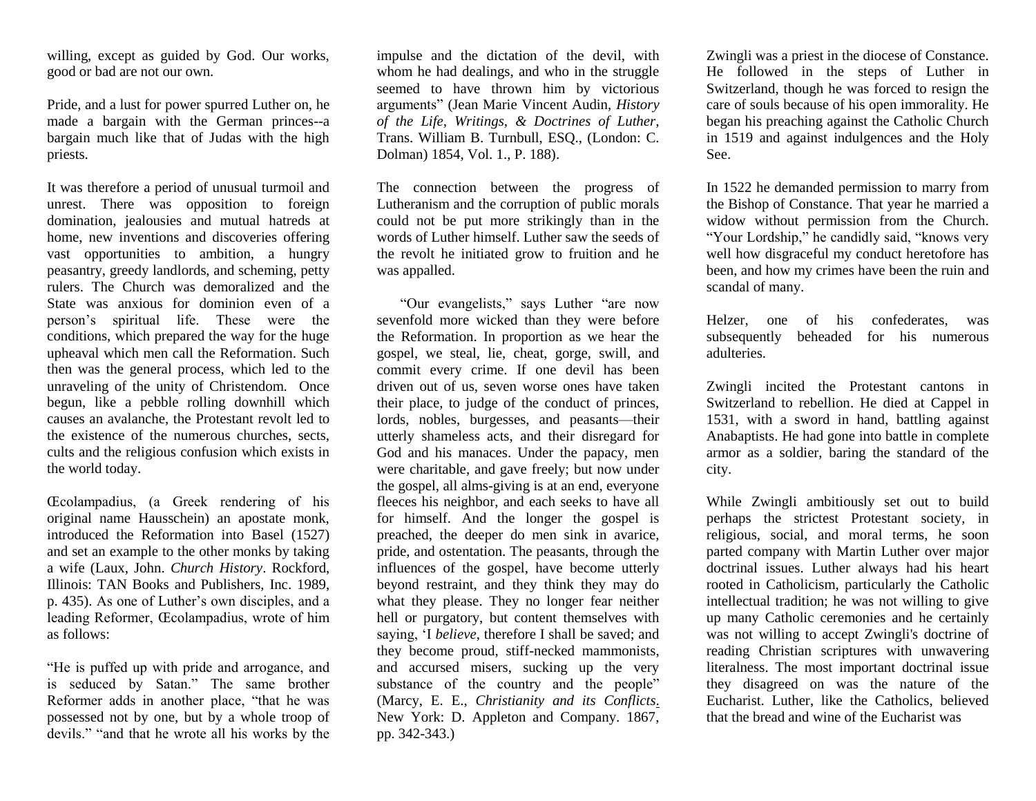willing, except as guided by God. Our works, good or bad are not our own.

Pride, and a lust for power spurred Luther on, he made a bargain with the German princes--a bargain much like that of Judas with the high priests.

It was therefore a period of unusual turmoil and unrest. There was opposition to foreign domination, jealousies and mutual hatreds at home, new inventions and discoveries offering vast opportunities to ambition, a hungry peasantry, greedy landlords, and scheming, petty rulers. The Church was demoralized and the State was anxious for dominion even of a person's spiritual life. These were the conditions, which prepared the way for the huge upheaval which men call the Reformation. Such then was the general process, which led to the unraveling of the unity of Christendom. Once begun, like a pebble rolling downhill which causes an avalanche, the Protestant revolt led to the existence of the numerous churches, sects, cults and the religious confusion which exists in the world today.

Œcolampadius, (a Greek rendering of his original name Hausschein) an apostate monk, introduced the Reformation into Basel (1527) and set an example to the other monks by taking a wife (Laux, John. *Church History*. Rockford, Illinois: TAN Books and Publishers, Inc. 1989, p. 435). As one of Luther's own disciples, and a leading Reformer, Œcolampadius, wrote of him as follows:

"He is puffed up with pride and arrogance, and is seduced by Satan." The same brother Reformer adds in another place, "that he was possessed not by one, but by a whole troop of devils." "and that he wrote all his works by the impulse and the dictation of the devil, with whom he had dealings, and who in the struggle seemed to have thrown him by victorious arguments" (Jean Marie Vincent Audin, *History of the Life, Writings, & Doctrines of Luther*, Trans. William B. Turnbull, ESQ., (London: C. Dolman) 1854, Vol. 1., P. 188).

The connection between the progress of Lutheranism and the corruption of public morals could not be put more strikingly than in the words of Luther himself. Luther saw the seeds of the revolt he initiated grow to fruition and he was appalled.

"Our evangelists," says Luther "are now sevenfold more wicked than they were before the Reformation. In proportion as we hear the gospel, we steal, lie, cheat, gorge, swill, and commit every crime. If one devil has been driven out of us, seven worse ones have taken their place, to judge of the conduct of princes, lords, nobles, burgesses, and peasants—their utterly shameless acts, and their disregard for God and his manaces. Under the papacy, men were charitable, and gave freely; but now under the gospel, all alms-giving is at an end, everyone fleeces his neighbor, and each seeks to have all for himself. And the longer the gospel is preached, the deeper do men sink in avarice, pride, and ostentation. The peasants, through the influences of the gospel, have become utterly beyond restraint, and they think they may do what they please. They no longer fear neither hell or purgatory, but content themselves with saying, 'I *believe*, therefore I shall be saved; and they become proud, stiff-necked mammonists, and accursed misers, sucking up the very substance of the country and the people" (Marcy, E. E., *Christianity and its Conflicts*. New York: D. Appleton and Company. 1867, pp. 342-343.)

Zwingli was a priest in the diocese of Constance. He followed in the steps of Luther in Switzerland, though he was forced to resign the care of souls because of his open immorality. He began his preaching against the Catholic Church in 1519 and against indulgences and the Holy See.

In 1522 he demanded permission to marry from the Bishop of Constance. That year he married a widow without permission from the Church. "Your Lordship," he candidly said, "knows very well how disgraceful my conduct heretofore has been, and how my crimes have been the ruin and scandal of many.

Helzer, one of his confederates, was subsequently beheaded for his numerous adulteries.

Zwingli incited the Protestant cantons in Switzerland to rebellion. He died at Cappel in 1531, with a sword in hand, battling against Anabaptists. He had gone into battle in complete armor as a soldier, baring the standard of the city.

While Zwingli ambitiously set out to build perhaps the strictest Protestant society, in religious, social, and moral terms, he soon parted company with Martin Luther over major doctrinal issues. Luther always had his heart rooted in Catholicism, particularly the Catholic intellectual tradition; he was not willing to give up many Catholic ceremonies and he certainly was not willing to accept Zwingli's doctrine of reading Christian scriptures with unwavering literalness. The most important doctrinal issue they disagreed on was the nature of the Eucharist. Luther, like the Catholics, believed that the bread and wine of the Eucharist was